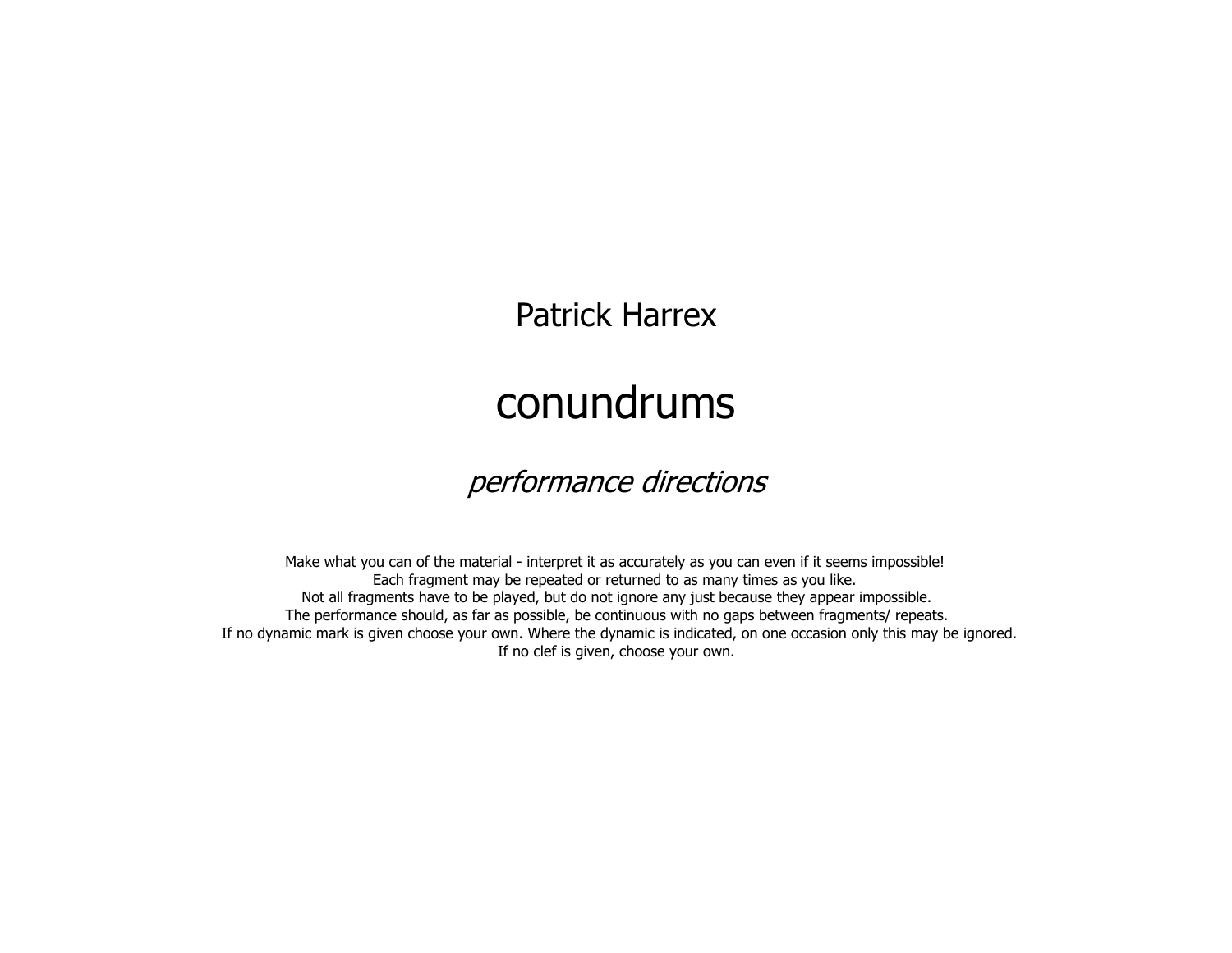Patrick Harrex

# conundrums

*performance directions*

Make what you can of the material - interpret it as accurately as you can even if it seems impossible!
Each fragment may be repeated or returned to as many times as you like.
Not all fragments have to be played, but do not ignore any just because they appear impossible.
The performance should, as far as possible, be continuous with no gaps between fragments/ repeats.
If no dynamic mark is given choose your own. Where the dynamic is indicated, on one occasion only this may be ignored.
If no clef is given, choose your own.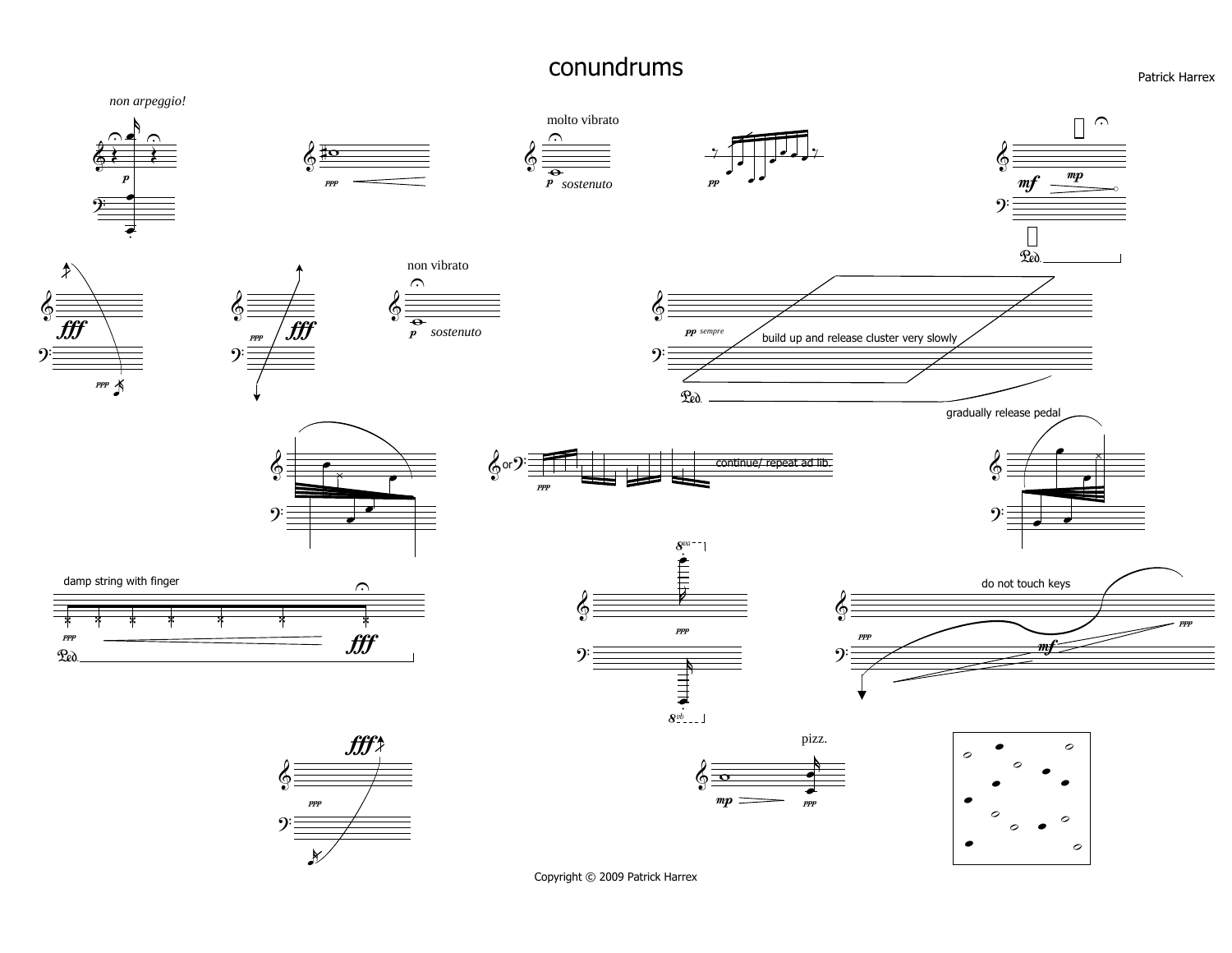# conundrums

Patrick Harrex

*non arpeggio!*

molto vibrato

*sostenuto*

non vibrato

*sostenuto*

build up and release cluster very slowly

gradually release pedal

or

continue/ repeat ad lib.

damp string with finger

do not touch keys

pizz.

Copyright © 2009 Patrick Harrex